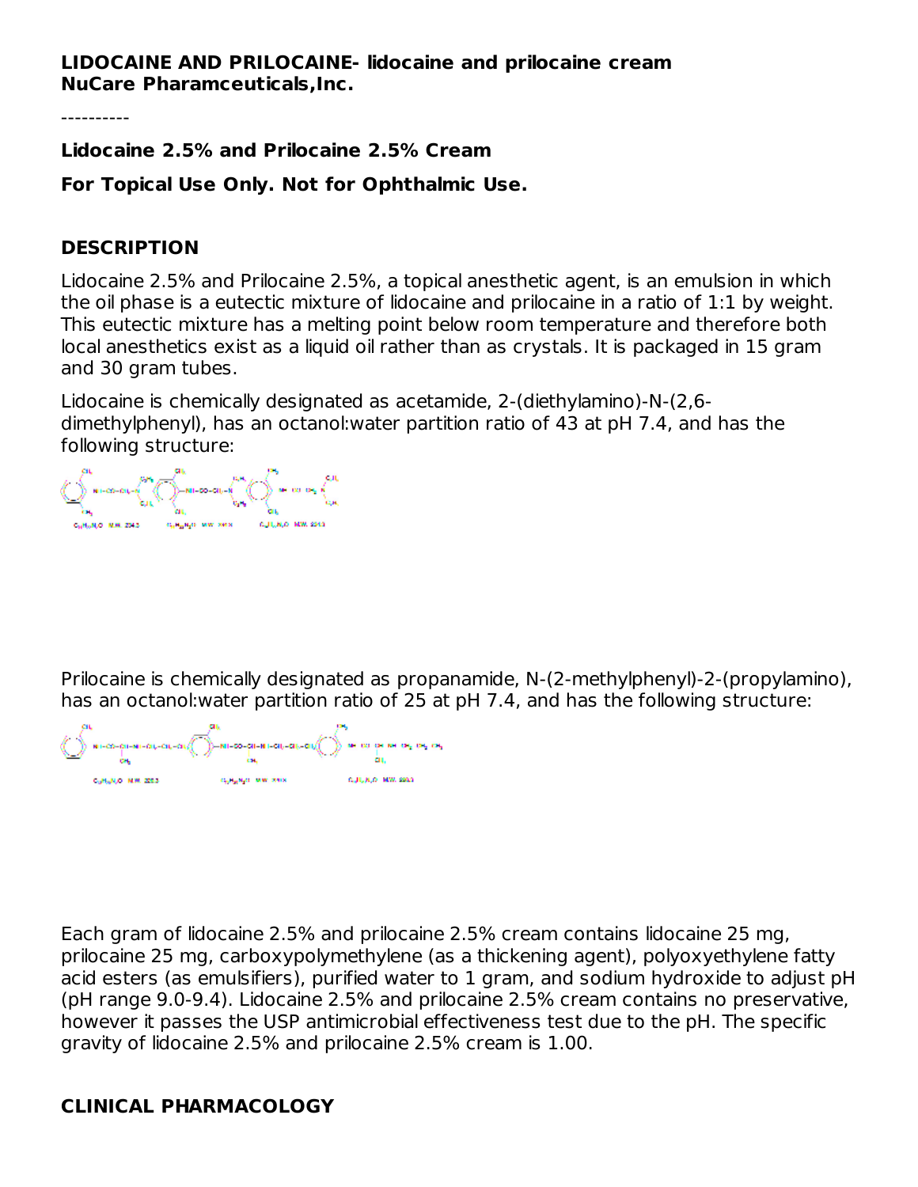**LIDOCAINE AND PRILOCAINE- lidocaine and prilocaine cream**
**NuCare Pharamceuticals,Inc.**

----------

**Lidocaine 2.5% and Prilocaine 2.5% Cream**

**For Topical Use Only. Not for Ophthalmic Use.**

## DESCRIPTION

Lidocaine 2.5% and Prilocaine 2.5%, a topical anesthetic agent, is an emulsion in which the oil phase is a eutectic mixture of lidocaine and prilocaine in a ratio of 1:1 by weight. This eutectic mixture has a melting point below room temperature and therefore both local anesthetics exist as a liquid oil rather than as crystals. It is packaged in 15 gram and 30 gram tubes.

Lidocaine is chemically designated as acetamide, 2-(diethylamino)-N-(2,6-dimethylphenyl), has an octanol:water partition ratio of 43 at pH 7.4, and has the following structure:

Prilocaine is chemically designated as propanamide, N-(2-methylphenyl)-2-(propylamino), has an octanol:water partition ratio of 25 at pH 7.4, and has the following structure:

Each gram of lidocaine 2.5% and prilocaine 2.5% cream contains lidocaine 25 mg, prilocaine 25 mg, carboxypolymethylene (as a thickening agent), polyoxyethylene fatty acid esters (as emulsifiers), purified water to 1 gram, and sodium hydroxide to adjust pH (pH range 9.0-9.4). Lidocaine 2.5% and prilocaine 2.5% cream contains no preservative, however it passes the USP antimicrobial effectiveness test due to the pH. The specific gravity of lidocaine 2.5% and prilocaine 2.5% cream is 1.00.

## CLINICAL PHARMACOLOGY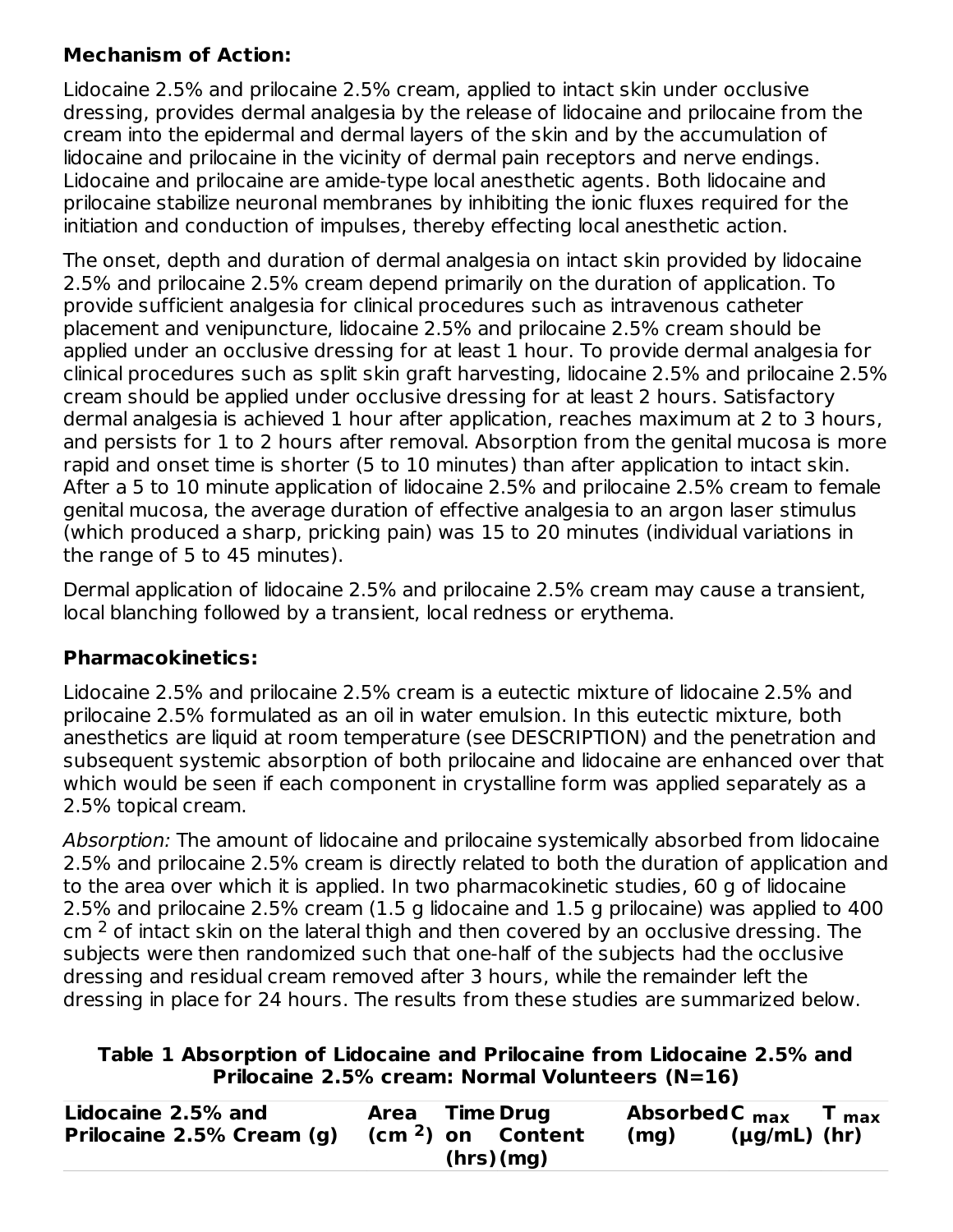**Mechanism of Action:**

Lidocaine 2.5% and prilocaine 2.5% cream, applied to intact skin under occlusive dressing, provides dermal analgesia by the release of lidocaine and prilocaine from the cream into the epidermal and dermal layers of the skin and by the accumulation of lidocaine and prilocaine in the vicinity of dermal pain receptors and nerve endings. Lidocaine and prilocaine are amide-type local anesthetic agents. Both lidocaine and prilocaine stabilize neuronal membranes by inhibiting the ionic fluxes required for the initiation and conduction of impulses, thereby effecting local anesthetic action.

The onset, depth and duration of dermal analgesia on intact skin provided by lidocaine 2.5% and prilocaine 2.5% cream depend primarily on the duration of application. To provide sufficient analgesia for clinical procedures such as intravenous catheter placement and venipuncture, lidocaine 2.5% and prilocaine 2.5% cream should be applied under an occlusive dressing for at least 1 hour. To provide dermal analgesia for clinical procedures such as split skin graft harvesting, lidocaine 2.5% and prilocaine 2.5% cream should be applied under occlusive dressing for at least 2 hours. Satisfactory dermal analgesia is achieved 1 hour after application, reaches maximum at 2 to 3 hours, and persists for 1 to 2 hours after removal. Absorption from the genital mucosa is more rapid and onset time is shorter (5 to 10 minutes) than after application to intact skin. After a 5 to 10 minute application of lidocaine 2.5% and prilocaine 2.5% cream to female genital mucosa, the average duration of effective analgesia to an argon laser stimulus (which produced a sharp, pricking pain) was 15 to 20 minutes (individual variations in the range of 5 to 45 minutes).

Dermal application of lidocaine 2.5% and prilocaine 2.5% cream may cause a transient, local blanching followed by a transient, local redness or erythema.

**Pharmacokinetics:**

Lidocaine 2.5% and prilocaine 2.5% cream is a eutectic mixture of lidocaine 2.5% and prilocaine 2.5% formulated as an oil in water emulsion. In this eutectic mixture, both anesthetics are liquid at room temperature (see DESCRIPTION) and the penetration and subsequent systemic absorption of both prilocaine and lidocaine are enhanced over that which would be seen if each component in crystalline form was applied separately as a 2.5% topical cream.

*Absorption:* The amount of lidocaine and prilocaine systemically absorbed from lidocaine 2.5% and prilocaine 2.5% cream is directly related to both the duration of application and to the area over which it is applied. In two pharmacokinetic studies, 60 g of lidocaine 2.5% and prilocaine 2.5% cream (1.5 g lidocaine and 1.5 g prilocaine) was applied to 400 $cm^2$ of intact skin on the lateral thigh and then covered by an occlusive dressing. The subjects were then randomized such that one-half of the subjects had the occlusive dressing and residual cream removed after 3 hours, while the remainder left the dressing in place for 24 hours. The results from these studies are summarized below.

**Table 1 Absorption of Lidocaine and Prilocaine from Lidocaine 2.5% and Prilocaine 2.5% cream: Normal Volunteers (N=16)**

| Lidocaine 2.5% and Prilocaine 2.5% Cream (g) | Area ($cm^2$) | Time on (hrs) | Drug Content (mg) | Absorbed (mg) | $C_{max}$ (µg/mL) | $T_{max}$ (hr) |
|---|---|---|---|---|---|---|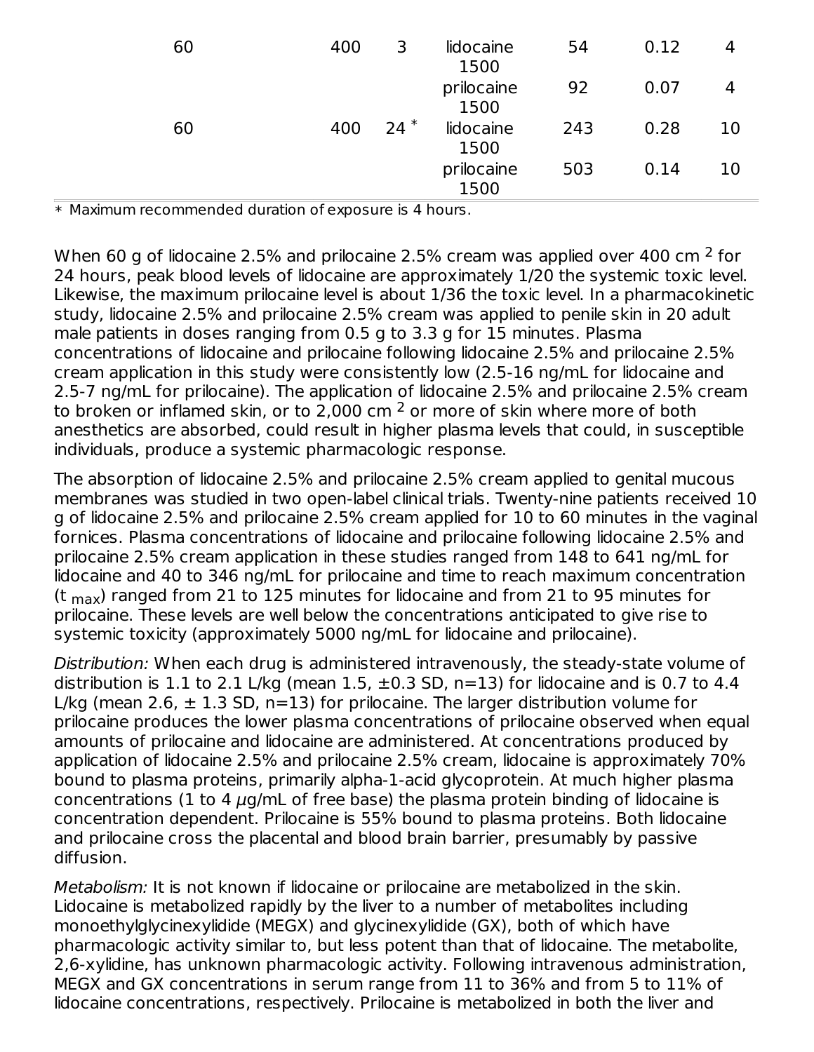| | | | | | | |
|---|---|---|---|---|---|---|
| 60 | 400 | 3 | lidocaine 1500 | 54 | 0.12 | 4 |
| | | | prilocaine 1500 | 92 | 0.07 | 4 |
| 60 | 400 | 24 * | lidocaine 1500 | 243 | 0.28 | 10 |
| | | | prilocaine 1500 | 503 | 0.14 | 10 |

* Maximum recommended duration of exposure is 4 hours.

When 60 g of lidocaine 2.5% and prilocaine 2.5% cream was applied over 400 $cm^2$ for 24 hours, peak blood levels of lidocaine are approximately 1/20 the systemic toxic level. Likewise, the maximum prilocaine level is about 1/36 the toxic level. In a pharmacokinetic study, lidocaine 2.5% and prilocaine 2.5% cream was applied to penile skin in 20 adult male patients in doses ranging from 0.5 g to 3.3 g for 15 minutes. Plasma concentrations of lidocaine and prilocaine following lidocaine 2.5% and prilocaine 2.5% cream application in this study were consistently low (2.5-16 ng/mL for lidocaine and 2.5-7 ng/mL for prilocaine). The application of lidocaine 2.5% and prilocaine 2.5% cream to broken or inflamed skin, or to 2,000 $cm^2$ or more of skin where more of both anesthetics are absorbed, could result in higher plasma levels that could, in susceptible individuals, produce a systemic pharmacologic response.

The absorption of lidocaine 2.5% and prilocaine 2.5% cream applied to genital mucous membranes was studied in two open-label clinical trials. Twenty-nine patients received 10 g of lidocaine 2.5% and prilocaine 2.5% cream applied for 10 to 60 minutes in the vaginal fornices. Plasma concentrations of lidocaine and prilocaine following lidocaine 2.5% and prilocaine 2.5% cream application in these studies ranged from 148 to 641 ng/mL for lidocaine and 40 to 346 ng/mL for prilocaine and time to reach maximum concentration ($t_{max}$) ranged from 21 to 125 minutes for lidocaine and from 21 to 95 minutes for prilocaine. These levels are well below the concentrations anticipated to give rise to systemic toxicity (approximately 5000 ng/mL for lidocaine and prilocaine).

*Distribution:* When each drug is administered intravenously, the steady-state volume of distribution is 1.1 to 2.1 L/kg (mean 1.5, ±0.3 SD, n=13) for lidocaine and is 0.7 to 4.4 L/kg (mean 2.6, ± 1.3 SD, n=13) for prilocaine. The larger distribution volume for prilocaine produces the lower plasma concentrations of prilocaine observed when equal amounts of prilocaine and lidocaine are administered. At concentrations produced by application of lidocaine 2.5% and prilocaine 2.5% cream, lidocaine is approximately 70% bound to plasma proteins, primarily alpha-1-acid glycoprotein. At much higher plasma concentrations (1 to 4 $\mu$g/mL of free base) the plasma protein binding of lidocaine is concentration dependent. Prilocaine is 55% bound to plasma proteins. Both lidocaine and prilocaine cross the placental and blood brain barrier, presumably by passive diffusion.

*Metabolism:* It is not known if lidocaine or prilocaine are metabolized in the skin. Lidocaine is metabolized rapidly by the liver to a number of metabolites including monoethylglycinexylidide (MEGX) and glycinexylidide (GX), both of which have pharmacologic activity similar to, but less potent than that of lidocaine. The metabolite, 2,6-xylidine, has unknown pharmacologic activity. Following intravenous administration, MEGX and GX concentrations in serum range from 11 to 36% and from 5 to 11% of lidocaine concentrations, respectively. Prilocaine is metabolized in both the liver and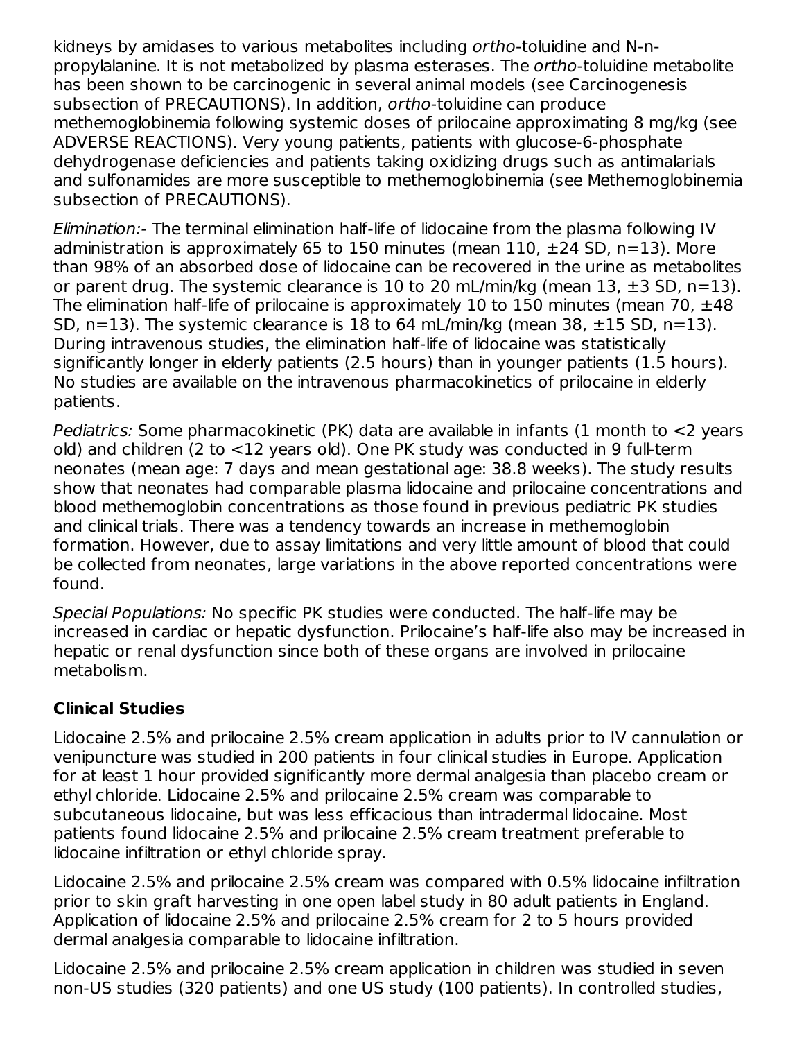kidneys by amidases to various metabolites including *ortho*-toluidine and N-n-propylalanine. It is not metabolized by plasma esterases. The *ortho*-toluidine metabolite has been shown to be carcinogenic in several animal models (see Carcinogenesis subsection of PRECAUTIONS). In addition, *ortho*-toluidine can produce methemoglobinemia following systemic doses of prilocaine approximating 8 mg/kg (see ADVERSE REACTIONS). Very young patients, patients with glucose-6-phosphate dehydrogenase deficiencies and patients taking oxidizing drugs such as antimalarials and sulfonamides are more susceptible to methemoglobinemia (see Methemoglobinemia subsection of PRECAUTIONS).

*Elimination:*- The terminal elimination half-life of lidocaine from the plasma following IV administration is approximately 65 to 150 minutes (mean 110, ±24 SD, n=13). More than 98% of an absorbed dose of lidocaine can be recovered in the urine as metabolites or parent drug. The systemic clearance is 10 to 20 mL/min/kg (mean 13, ±3 SD, n=13). The elimination half-life of prilocaine is approximately 10 to 150 minutes (mean 70, ±48 SD, n=13). The systemic clearance is 18 to 64 mL/min/kg (mean 38, ±15 SD, n=13). During intravenous studies, the elimination half-life of lidocaine was statistically significantly longer in elderly patients (2.5 hours) than in younger patients (1.5 hours). No studies are available on the intravenous pharmacokinetics of prilocaine in elderly patients.

*Pediatrics:* Some pharmacokinetic (PK) data are available in infants (1 month to <2 years old) and children (2 to <12 years old). One PK study was conducted in 9 full-term neonates (mean age: 7 days and mean gestational age: 38.8 weeks). The study results show that neonates had comparable plasma lidocaine and prilocaine concentrations and blood methemoglobin concentrations as those found in previous pediatric PK studies and clinical trials. There was a tendency towards an increase in methemoglobin formation. However, due to assay limitations and very little amount of blood that could be collected from neonates, large variations in the above reported concentrations were found.

*Special Populations:* No specific PK studies were conducted. The half-life may be increased in cardiac or hepatic dysfunction. Prilocaine's half-life also may be increased in hepatic or renal dysfunction since both of these organs are involved in prilocaine metabolism.

## Clinical Studies

Lidocaine 2.5% and prilocaine 2.5% cream application in adults prior to IV cannulation or venipuncture was studied in 200 patients in four clinical studies in Europe. Application for at least 1 hour provided significantly more dermal analgesia than placebo cream or ethyl chloride. Lidocaine 2.5% and prilocaine 2.5% cream was comparable to subcutaneous lidocaine, but was less efficacious than intradermal lidocaine. Most patients found lidocaine 2.5% and prilocaine 2.5% cream treatment preferable to lidocaine infiltration or ethyl chloride spray.

Lidocaine 2.5% and prilocaine 2.5% cream was compared with 0.5% lidocaine infiltration prior to skin graft harvesting in one open label study in 80 adult patients in England. Application of lidocaine 2.5% and prilocaine 2.5% cream for 2 to 5 hours provided dermal analgesia comparable to lidocaine infiltration.

Lidocaine 2.5% and prilocaine 2.5% cream application in children was studied in seven non-US studies (320 patients) and one US study (100 patients). In controlled studies,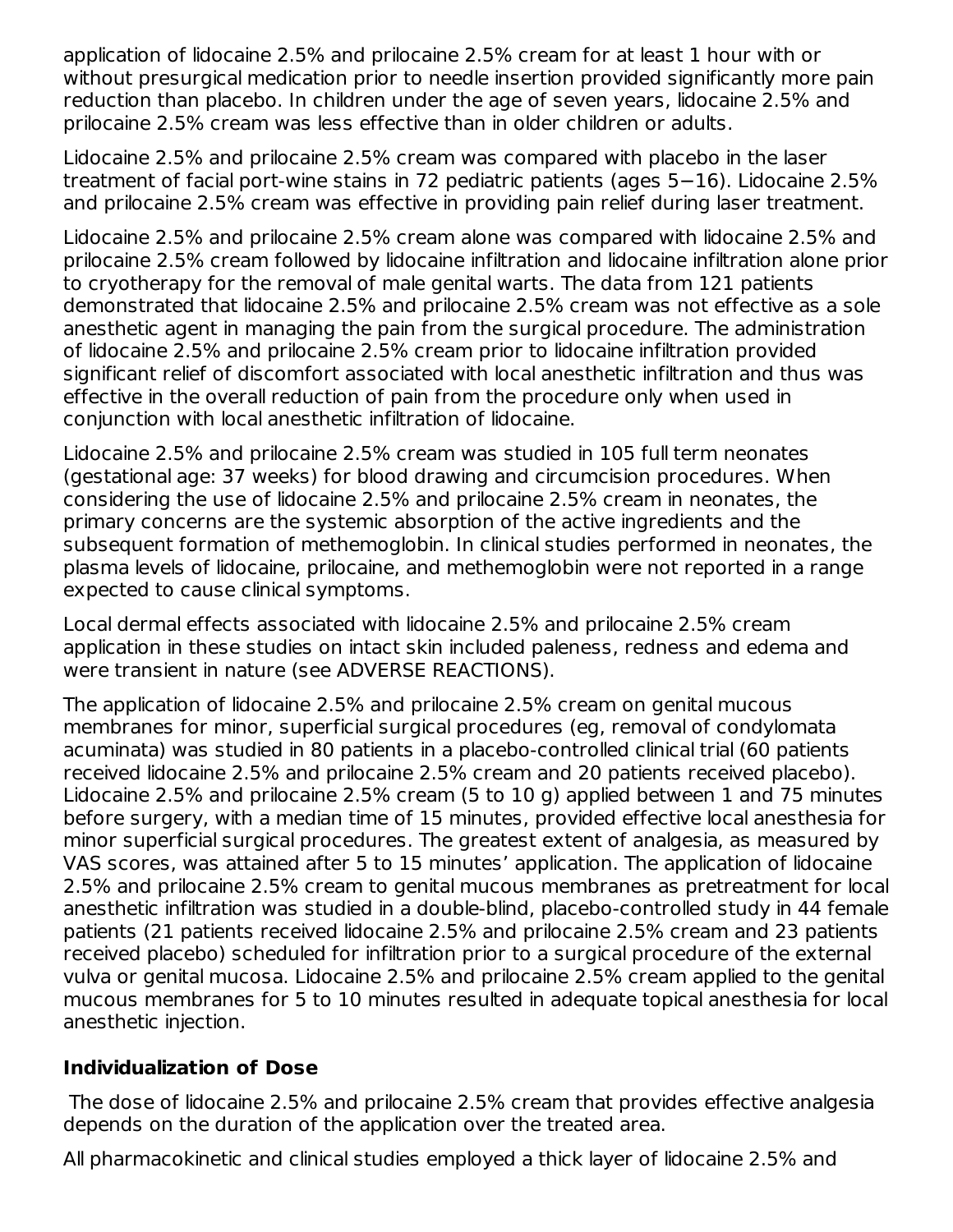application of lidocaine 2.5% and prilocaine 2.5% cream for at least 1 hour with or without presurgical medication prior to needle insertion provided significantly more pain reduction than placebo. In children under the age of seven years, lidocaine 2.5% and prilocaine 2.5% cream was less effective than in older children or adults.

Lidocaine 2.5% and prilocaine 2.5% cream was compared with placebo in the laser treatment of facial port-wine stains in 72 pediatric patients (ages 5−16). Lidocaine 2.5% and prilocaine 2.5% cream was effective in providing pain relief during laser treatment.

Lidocaine 2.5% and prilocaine 2.5% cream alone was compared with lidocaine 2.5% and prilocaine 2.5% cream followed by lidocaine infiltration and lidocaine infiltration alone prior to cryotherapy for the removal of male genital warts. The data from 121 patients demonstrated that lidocaine 2.5% and prilocaine 2.5% cream was not effective as a sole anesthetic agent in managing the pain from the surgical procedure. The administration of lidocaine 2.5% and prilocaine 2.5% cream prior to lidocaine infiltration provided significant relief of discomfort associated with local anesthetic infiltration and thus was effective in the overall reduction of pain from the procedure only when used in conjunction with local anesthetic infiltration of lidocaine.

Lidocaine 2.5% and prilocaine 2.5% cream was studied in 105 full term neonates (gestational age: 37 weeks) for blood drawing and circumcision procedures. When considering the use of lidocaine 2.5% and prilocaine 2.5% cream in neonates, the primary concerns are the systemic absorption of the active ingredients and the subsequent formation of methemoglobin. In clinical studies performed in neonates, the plasma levels of lidocaine, prilocaine, and methemoglobin were not reported in a range expected to cause clinical symptoms.

Local dermal effects associated with lidocaine 2.5% and prilocaine 2.5% cream application in these studies on intact skin included paleness, redness and edema and were transient in nature (see ADVERSE REACTIONS).

The application of lidocaine 2.5% and prilocaine 2.5% cream on genital mucous membranes for minor, superficial surgical procedures (eg, removal of condylomata acuminata) was studied in 80 patients in a placebo-controlled clinical trial (60 patients received lidocaine 2.5% and prilocaine 2.5% cream and 20 patients received placebo). Lidocaine 2.5% and prilocaine 2.5% cream (5 to 10 g) applied between 1 and 75 minutes before surgery, with a median time of 15 minutes, provided effective local anesthesia for minor superficial surgical procedures. The greatest extent of analgesia, as measured by VAS scores, was attained after 5 to 15 minutes' application. The application of lidocaine 2.5% and prilocaine 2.5% cream to genital mucous membranes as pretreatment for local anesthetic infiltration was studied in a double-blind, placebo-controlled study in 44 female patients (21 patients received lidocaine 2.5% and prilocaine 2.5% cream and 23 patients received placebo) scheduled for infiltration prior to a surgical procedure of the external vulva or genital mucosa. Lidocaine 2.5% and prilocaine 2.5% cream applied to the genital mucous membranes for 5 to 10 minutes resulted in adequate topical anesthesia for local anesthetic injection.

**Individualization of Dose**

The dose of lidocaine 2.5% and prilocaine 2.5% cream that provides effective analgesia depends on the duration of the application over the treated area.

All pharmacokinetic and clinical studies employed a thick layer of lidocaine 2.5% and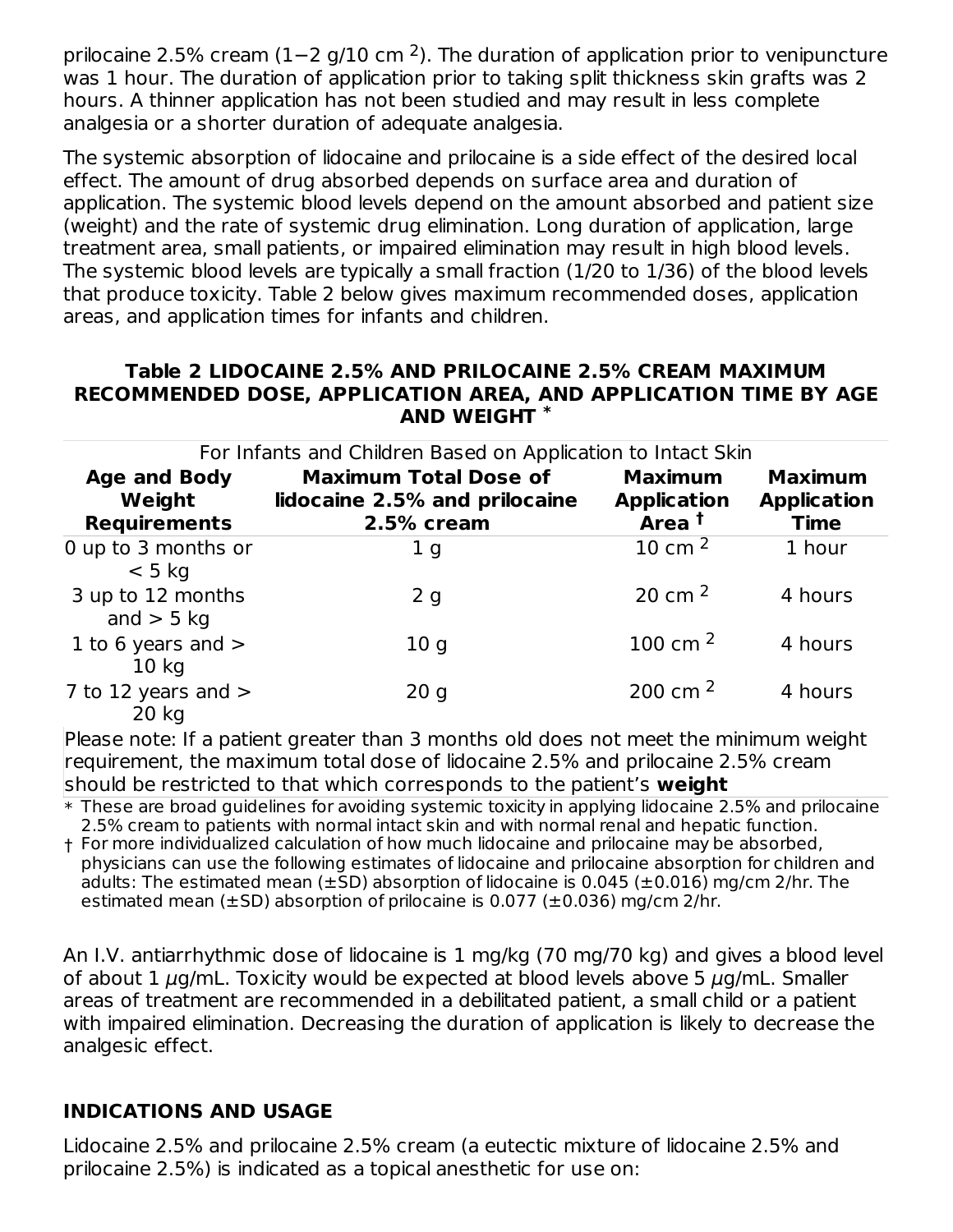prilocaine 2.5% cream (1−2 g/10 cm $^2$). The duration of application prior to venipuncture was 1 hour. The duration of application prior to taking split thickness skin grafts was 2 hours. A thinner application has not been studied and may result in less complete analgesia or a shorter duration of adequate analgesia.

The systemic absorption of lidocaine and prilocaine is a side effect of the desired local effect. The amount of drug absorbed depends on surface area and duration of application. The systemic blood levels depend on the amount absorbed and patient size (weight) and the rate of systemic drug elimination. Long duration of application, large treatment area, small patients, or impaired elimination may result in high blood levels. The systemic blood levels are typically a small fraction (1/20 to 1/36) of the blood levels that produce toxicity. Table 2 below gives maximum recommended doses, application areas, and application times for infants and children.

**Table 2 LIDOCAINE 2.5% AND PRILOCAINE 2.5% CREAM MAXIMUM RECOMMENDED DOSE, APPLICATION AREA, AND APPLICATION TIME BY AGE AND WEIGHT ***

For Infants and Children Based on Application to Intact Skin

| Age and Body Weight Requirements | Maximum Total Dose of lidocaine 2.5% and prilocaine 2.5% cream | Maximum Application Area † | Maximum Application Time |
|---|---|---|---|
| 0 up to 3 months or < 5 kg | 1 g | 10 cm $^2$ | 1 hour |
| 3 up to 12 months and > 5 kg | 2 g | 20 cm $^2$ | 4 hours |
| 1 to 6 years and > 10 kg | 10 g | 100 cm $^2$ | 4 hours |
| 7 to 12 years and > 20 kg | 20 g | 200 cm $^2$ | 4 hours |

Please note: If a patient greater than 3 months old does not meet the minimum weight requirement, the maximum total dose of lidocaine 2.5% and prilocaine 2.5% cream should be restricted to that which corresponds to the patient's **weight**

* These are broad guidelines for avoiding systemic toxicity in applying lidocaine 2.5% and prilocaine 2.5% cream to patients with normal intact skin and with normal renal and hepatic function.

† For more individualized calculation of how much lidocaine and prilocaine may be absorbed, physicians can use the following estimates of lidocaine and prilocaine absorption for children and adults: The estimated mean (±SD) absorption of lidocaine is 0.045 (±0.016) mg/cm 2/hr. The estimated mean (±SD) absorption of prilocaine is 0.077 (±0.036) mg/cm 2/hr.

An I.V. antiarrhythmic dose of lidocaine is 1 mg/kg (70 mg/70 kg) and gives a blood level of about 1 $\mu$g/mL. Toxicity would be expected at blood levels above 5 $\mu$g/mL. Smaller areas of treatment are recommended in a debilitated patient, a small child or a patient with impaired elimination. Decreasing the duration of application is likely to decrease the analgesic effect.

## INDICATIONS AND USAGE

Lidocaine 2.5% and prilocaine 2.5% cream (a eutectic mixture of lidocaine 2.5% and prilocaine 2.5%) is indicated as a topical anesthetic for use on: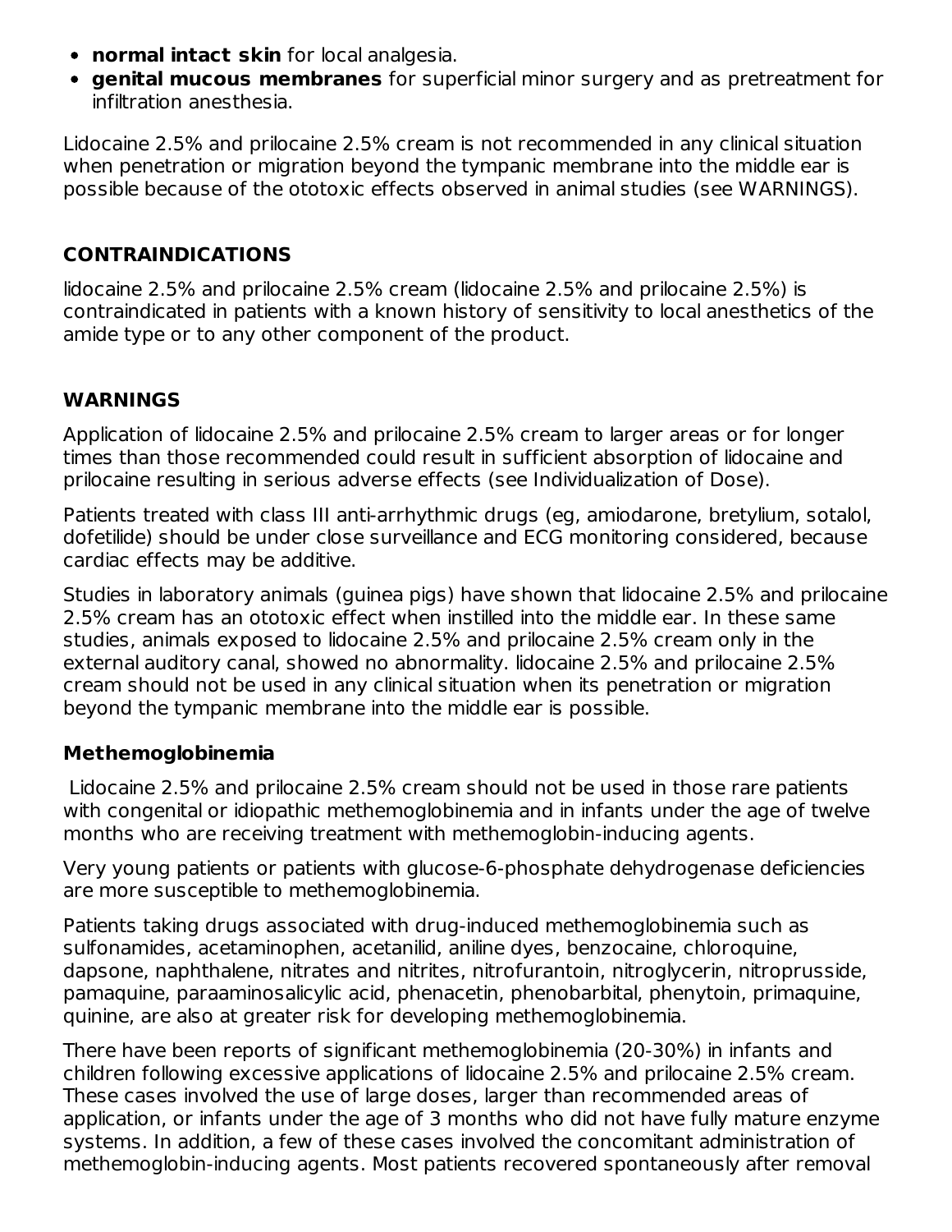- **normal intact skin** for local analgesia.
- **genital mucous membranes** for superficial minor surgery and as pretreatment for infiltration anesthesia.

Lidocaine 2.5% and prilocaine 2.5% cream is not recommended in any clinical situation when penetration or migration beyond the tympanic membrane into the middle ear is possible because of the ototoxic effects observed in animal studies (see WARNINGS).

## CONTRAINDICATIONS

lidocaine 2.5% and prilocaine 2.5% cream (lidocaine 2.5% and prilocaine 2.5%) is contraindicated in patients with a known history of sensitivity to local anesthetics of the amide type or to any other component of the product.

## WARNINGS

Application of lidocaine 2.5% and prilocaine 2.5% cream to larger areas or for longer times than those recommended could result in sufficient absorption of lidocaine and prilocaine resulting in serious adverse effects (see Individualization of Dose).

Patients treated with class III anti-arrhythmic drugs (eg, amiodarone, bretylium, sotalol, dofetilide) should be under close surveillance and ECG monitoring considered, because cardiac effects may be additive.

Studies in laboratory animals (guinea pigs) have shown that lidocaine 2.5% and prilocaine 2.5% cream has an ototoxic effect when instilled into the middle ear. In these same studies, animals exposed to lidocaine 2.5% and prilocaine 2.5% cream only in the external auditory canal, showed no abnormality. lidocaine 2.5% and prilocaine 2.5% cream should not be used in any clinical situation when its penetration or migration beyond the tympanic membrane into the middle ear is possible.

### Methemoglobinemia

Lidocaine 2.5% and prilocaine 2.5% cream should not be used in those rare patients with congenital or idiopathic methemoglobinemia and in infants under the age of twelve months who are receiving treatment with methemoglobin-inducing agents.

Very young patients or patients with glucose-6-phosphate dehydrogenase deficiencies are more susceptible to methemoglobinemia.

Patients taking drugs associated with drug-induced methemoglobinemia such as sulfonamides, acetaminophen, acetanilid, aniline dyes, benzocaine, chloroquine, dapsone, naphthalene, nitrates and nitrites, nitrofurantoin, nitroglycerin, nitroprusside, pamaquine, paraaminosalicylic acid, phenacetin, phenobarbital, phenytoin, primaquine, quinine, are also at greater risk for developing methemoglobinemia.

There have been reports of significant methemoglobinemia (20-30%) in infants and children following excessive applications of lidocaine 2.5% and prilocaine 2.5% cream. These cases involved the use of large doses, larger than recommended areas of application, or infants under the age of 3 months who did not have fully mature enzyme systems. In addition, a few of these cases involved the concomitant administration of methemoglobin-inducing agents. Most patients recovered spontaneously after removal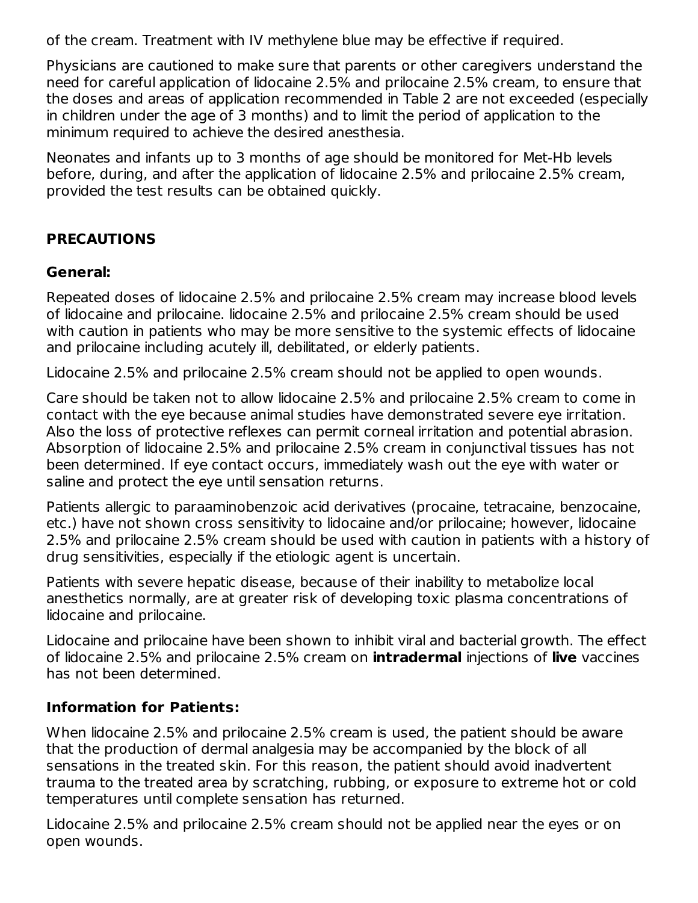of the cream. Treatment with IV methylene blue may be effective if required.

Physicians are cautioned to make sure that parents or other caregivers understand the need for careful application of lidocaine 2.5% and prilocaine 2.5% cream, to ensure that the doses and areas of application recommended in Table 2 are not exceeded (especially in children under the age of 3 months) and to limit the period of application to the minimum required to achieve the desired anesthesia.

Neonates and infants up to 3 months of age should be monitored for Met-Hb levels before, during, and after the application of lidocaine 2.5% and prilocaine 2.5% cream, provided the test results can be obtained quickly.

## PRECAUTIONS

### General:

Repeated doses of lidocaine 2.5% and prilocaine 2.5% cream may increase blood levels of lidocaine and prilocaine. lidocaine 2.5% and prilocaine 2.5% cream should be used with caution in patients who may be more sensitive to the systemic effects of lidocaine and prilocaine including acutely ill, debilitated, or elderly patients.

Lidocaine 2.5% and prilocaine 2.5% cream should not be applied to open wounds.

Care should be taken not to allow lidocaine 2.5% and prilocaine 2.5% cream to come in contact with the eye because animal studies have demonstrated severe eye irritation. Also the loss of protective reflexes can permit corneal irritation and potential abrasion. Absorption of lidocaine 2.5% and prilocaine 2.5% cream in conjunctival tissues has not been determined. If eye contact occurs, immediately wash out the eye with water or saline and protect the eye until sensation returns.

Patients allergic to paraaminobenzoic acid derivatives (procaine, tetracaine, benzocaine, etc.) have not shown cross sensitivity to lidocaine and/or prilocaine; however, lidocaine 2.5% and prilocaine 2.5% cream should be used with caution in patients with a history of drug sensitivities, especially if the etiologic agent is uncertain.

Patients with severe hepatic disease, because of their inability to metabolize local anesthetics normally, are at greater risk of developing toxic plasma concentrations of lidocaine and prilocaine.

Lidocaine and prilocaine have been shown to inhibit viral and bacterial growth. The effect of lidocaine 2.5% and prilocaine 2.5% cream on **intradermal** injections of **live** vaccines has not been determined.

### Information for Patients:

When lidocaine 2.5% and prilocaine 2.5% cream is used, the patient should be aware that the production of dermal analgesia may be accompanied by the block of all sensations in the treated skin. For this reason, the patient should avoid inadvertent trauma to the treated area by scratching, rubbing, or exposure to extreme hot or cold temperatures until complete sensation has returned.

Lidocaine 2.5% and prilocaine 2.5% cream should not be applied near the eyes or on open wounds.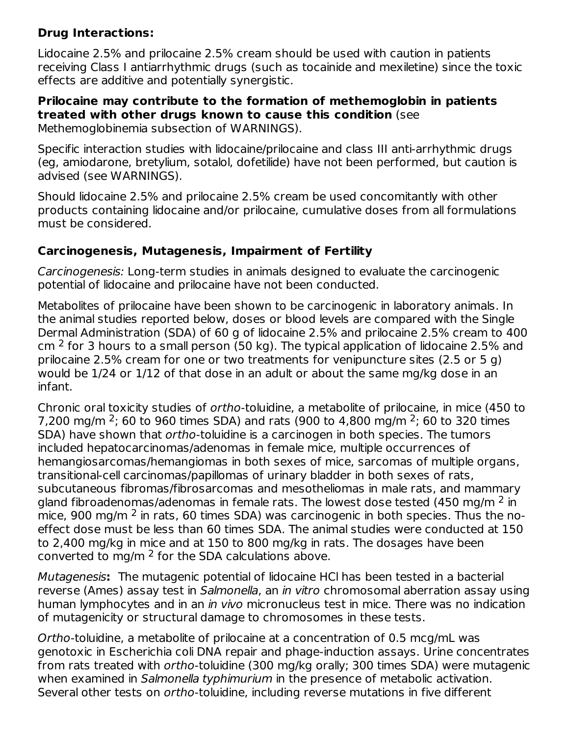**Drug Interactions:**

Lidocaine 2.5% and prilocaine 2.5% cream should be used with caution in patients receiving Class I antiarrhythmic drugs (such as tocainide and mexiletine) since the toxic effects are additive and potentially synergistic.

**Prilocaine may contribute to the formation of methemoglobin in patients treated with other drugs known to cause this condition** (see Methemoglobinemia subsection of WARNINGS).

Specific interaction studies with lidocaine/prilocaine and class III anti-arrhythmic drugs (eg, amiodarone, bretylium, sotalol, dofetilide) have not been performed, but caution is advised (see WARNINGS).

Should lidocaine 2.5% and prilocaine 2.5% cream be used concomitantly with other products containing lidocaine and/or prilocaine, cumulative doses from all formulations must be considered.

### Carcinogenesis, Mutagenesis, Impairment of Fertility

*Carcinogenesis:* Long-term studies in animals designed to evaluate the carcinogenic potential of lidocaine and prilocaine have not been conducted.

Metabolites of prilocaine have been shown to be carcinogenic in laboratory animals. In the animal studies reported below, doses or blood levels are compared with the Single Dermal Administration (SDA) of 60 g of lidocaine 2.5% and prilocaine 2.5% cream to 400 $cm^2$ for 3 hours to a small person (50 kg). The typical application of lidocaine 2.5% and prilocaine 2.5% cream for one or two treatments for venipuncture sites (2.5 or 5 g) would be 1/24 or 1/12 of that dose in an adult or about the same mg/kg dose in an infant.

Chronic oral toxicity studies of *ortho*-toluidine, a metabolite of prilocaine, in mice (450 to 7,200 $mg/m^2$; 60 to 960 times SDA) and rats (900 to 4,800 $mg/m^2$; 60 to 320 times SDA) have shown that *ortho*-toluidine is a carcinogen in both species. The tumors included hepatocarcinomas/adenomas in female mice, multiple occurrences of hemangiosarcomas/hemangiomas in both sexes of mice, sarcomas of multiple organs, transitional-cell carcinomas/papillomas of urinary bladder in both sexes of rats, subcutaneous fibromas/fibrosarcomas and mesotheliomas in male rats, and mammary gland fibroadenomas/adenomas in female rats. The lowest dose tested (450 $mg/m^2$ in mice, 900 $mg/m^2$ in rats, 60 times SDA) was carcinogenic in both species. Thus the no-effect dose must be less than 60 times SDA. The animal studies were conducted at 150 to 2,400 mg/kg in mice and at 150 to 800 mg/kg in rats. The dosages have been converted to $mg/m^2$ for the SDA calculations above.

*Mutagenesis***:** The mutagenic potential of lidocaine HCl has been tested in a bacterial reverse (Ames) assay test in *Salmonella*, an *in vitro* chromosomal aberration assay using human lymphocytes and in an *in vivo* micronucleus test in mice. There was no indication of mutagenicity or structural damage to chromosomes in these tests.

*Ortho*-toluidine, a metabolite of prilocaine at a concentration of 0.5 mcg/mL was genotoxic in Escherichia coli DNA repair and phage-induction assays. Urine concentrates from rats treated with *ortho*-toluidine (300 mg/kg orally; 300 times SDA) were mutagenic when examined in *Salmonella typhimurium* in the presence of metabolic activation. Several other tests on *ortho*-toluidine, including reverse mutations in five different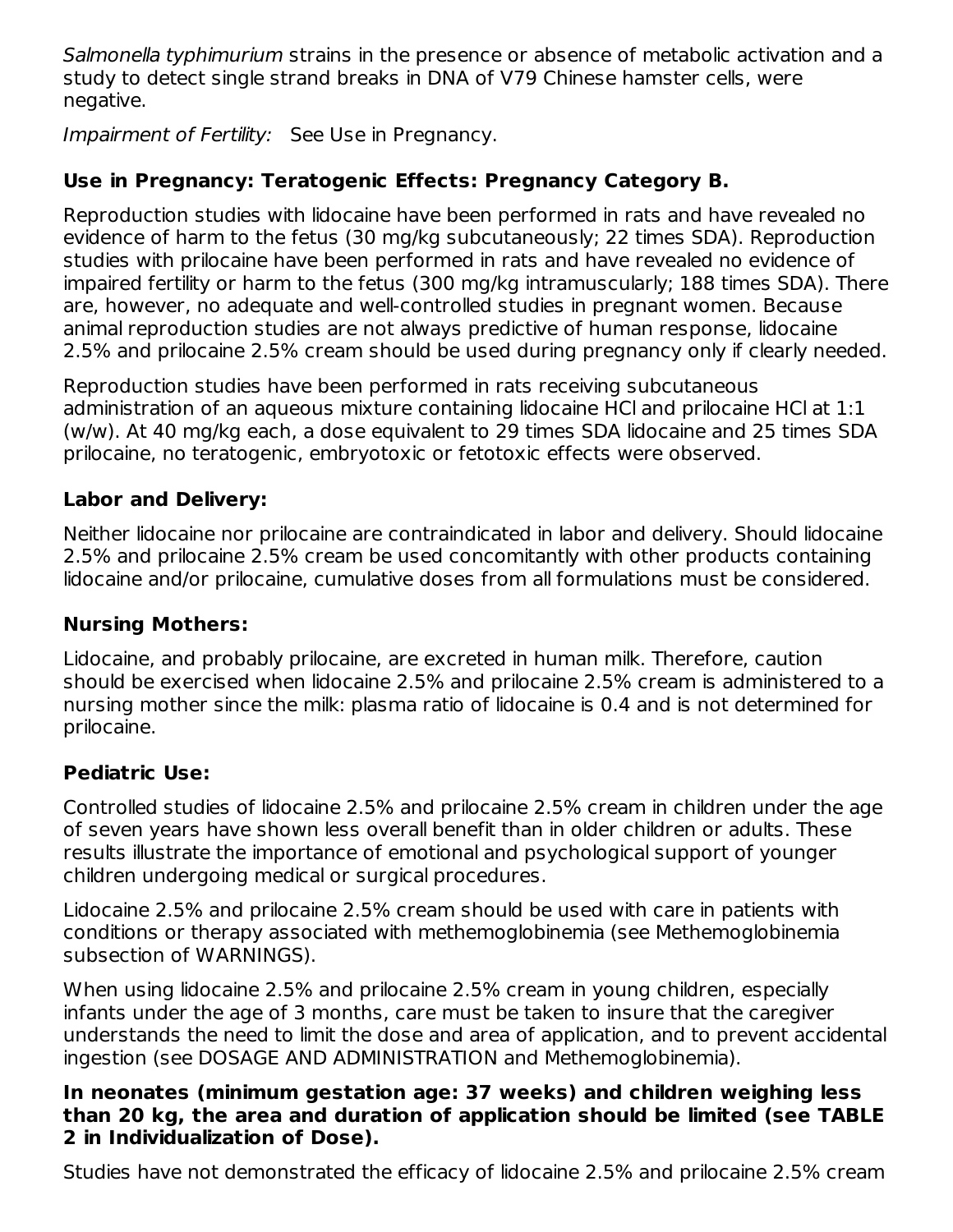*Salmonella typhimurium* strains in the presence or absence of metabolic activation and a study to detect single strand breaks in DNA of V79 Chinese hamster cells, were negative.

*Impairment of Fertility:* See Use in Pregnancy.

### Use in Pregnancy: Teratogenic Effects: Pregnancy Category B.

Reproduction studies with lidocaine have been performed in rats and have revealed no evidence of harm to the fetus (30 mg/kg subcutaneously; 22 times SDA). Reproduction studies with prilocaine have been performed in rats and have revealed no evidence of impaired fertility or harm to the fetus (300 mg/kg intramuscularly; 188 times SDA). There are, however, no adequate and well-controlled studies in pregnant women. Because animal reproduction studies are not always predictive of human response, lidocaine 2.5% and prilocaine 2.5% cream should be used during pregnancy only if clearly needed.

Reproduction studies have been performed in rats receiving subcutaneous administration of an aqueous mixture containing lidocaine HCl and prilocaine HCl at 1:1 (w/w). At 40 mg/kg each, a dose equivalent to 29 times SDA lidocaine and 25 times SDA prilocaine, no teratogenic, embryotoxic or fetotoxic effects were observed.

### Labor and Delivery:

Neither lidocaine nor prilocaine are contraindicated in labor and delivery. Should lidocaine 2.5% and prilocaine 2.5% cream be used concomitantly with other products containing lidocaine and/or prilocaine, cumulative doses from all formulations must be considered.

### Nursing Mothers:

Lidocaine, and probably prilocaine, are excreted in human milk. Therefore, caution should be exercised when lidocaine 2.5% and prilocaine 2.5% cream is administered to a nursing mother since the milk: plasma ratio of lidocaine is 0.4 and is not determined for prilocaine.

### Pediatric Use:

Controlled studies of lidocaine 2.5% and prilocaine 2.5% cream in children under the age of seven years have shown less overall benefit than in older children or adults. These results illustrate the importance of emotional and psychological support of younger children undergoing medical or surgical procedures.

Lidocaine 2.5% and prilocaine 2.5% cream should be used with care in patients with conditions or therapy associated with methemoglobinemia (see Methemoglobinemia subsection of WARNINGS).

When using lidocaine 2.5% and prilocaine 2.5% cream in young children, especially infants under the age of 3 months, care must be taken to insure that the caregiver understands the need to limit the dose and area of application, and to prevent accidental ingestion (see DOSAGE AND ADMINISTRATION and Methemoglobinemia).

**In neonates (minimum gestation age: 37 weeks) and children weighing less than 20 kg, the area and duration of application should be limited (see TABLE 2 in Individualization of Dose).**

Studies have not demonstrated the efficacy of lidocaine 2.5% and prilocaine 2.5% cream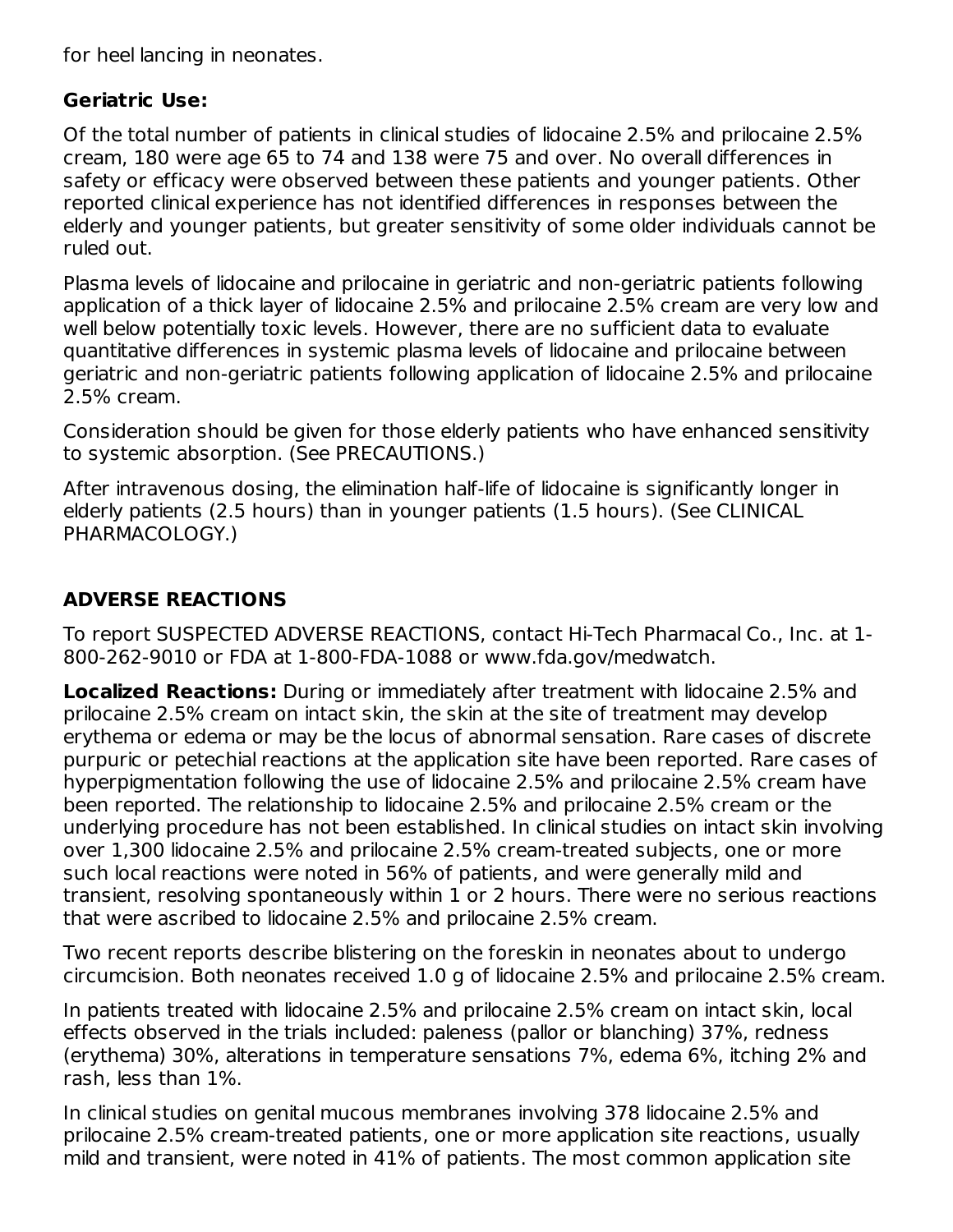for heel lancing in neonates.

**Geriatric Use:**

Of the total number of patients in clinical studies of lidocaine 2.5% and prilocaine 2.5% cream, 180 were age 65 to 74 and 138 were 75 and over. No overall differences in safety or efficacy were observed between these patients and younger patients. Other reported clinical experience has not identified differences in responses between the elderly and younger patients, but greater sensitivity of some older individuals cannot be ruled out.

Plasma levels of lidocaine and prilocaine in geriatric and non-geriatric patients following application of a thick layer of lidocaine 2.5% and prilocaine 2.5% cream are very low and well below potentially toxic levels. However, there are no sufficient data to evaluate quantitative differences in systemic plasma levels of lidocaine and prilocaine between geriatric and non-geriatric patients following application of lidocaine 2.5% and prilocaine 2.5% cream.

Consideration should be given for those elderly patients who have enhanced sensitivity to systemic absorption. (See PRECAUTIONS.)

After intravenous dosing, the elimination half-life of lidocaine is significantly longer in elderly patients (2.5 hours) than in younger patients (1.5 hours). (See CLINICAL PHARMACOLOGY.)

## ADVERSE REACTIONS

To report SUSPECTED ADVERSE REACTIONS, contact Hi-Tech Pharmacal Co., Inc. at 1-800-262-9010 or FDA at 1-800-FDA-1088 or www.fda.gov/medwatch.

**Localized Reactions:** During or immediately after treatment with lidocaine 2.5% and prilocaine 2.5% cream on intact skin, the skin at the site of treatment may develop erythema or edema or may be the locus of abnormal sensation. Rare cases of discrete purpuric or petechial reactions at the application site have been reported. Rare cases of hyperpigmentation following the use of lidocaine 2.5% and prilocaine 2.5% cream have been reported. The relationship to lidocaine 2.5% and prilocaine 2.5% cream or the underlying procedure has not been established. In clinical studies on intact skin involving over 1,300 lidocaine 2.5% and prilocaine 2.5% cream-treated subjects, one or more such local reactions were noted in 56% of patients, and were generally mild and transient, resolving spontaneously within 1 or 2 hours. There were no serious reactions that were ascribed to lidocaine 2.5% and prilocaine 2.5% cream.

Two recent reports describe blistering on the foreskin in neonates about to undergo circumcision. Both neonates received 1.0 g of lidocaine 2.5% and prilocaine 2.5% cream.

In patients treated with lidocaine 2.5% and prilocaine 2.5% cream on intact skin, local effects observed in the trials included: paleness (pallor or blanching) 37%, redness (erythema) 30%, alterations in temperature sensations 7%, edema 6%, itching 2% and rash, less than 1%.

In clinical studies on genital mucous membranes involving 378 lidocaine 2.5% and prilocaine 2.5% cream-treated patients, one or more application site reactions, usually mild and transient, were noted in 41% of patients. The most common application site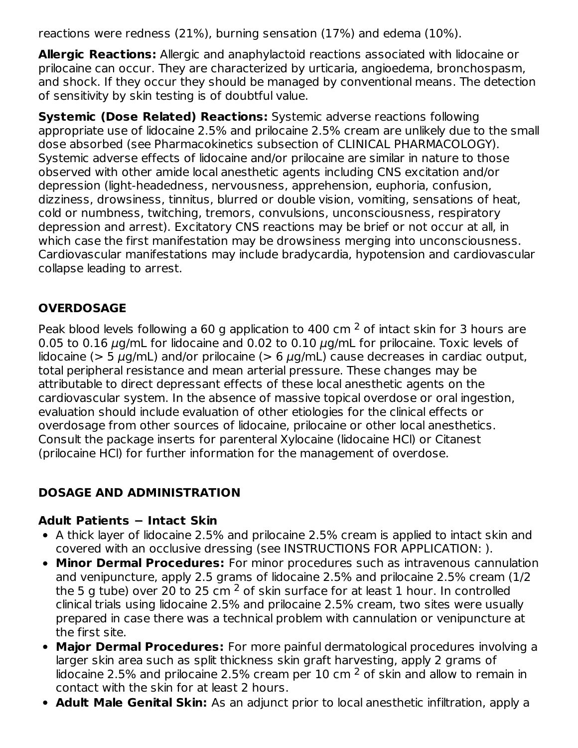reactions were redness (21%), burning sensation (17%) and edema (10%).

**Allergic Reactions:** Allergic and anaphylactoid reactions associated with lidocaine or prilocaine can occur. They are characterized by urticaria, angioedema, bronchospasm, and shock. If they occur they should be managed by conventional means. The detection of sensitivity by skin testing is of doubtful value.

**Systemic (Dose Related) Reactions:** Systemic adverse reactions following appropriate use of lidocaine 2.5% and prilocaine 2.5% cream are unlikely due to the small dose absorbed (see Pharmacokinetics subsection of CLINICAL PHARMACOLOGY). Systemic adverse effects of lidocaine and/or prilocaine are similar in nature to those observed with other amide local anesthetic agents including CNS excitation and/or depression (light-headedness, nervousness, apprehension, euphoria, confusion, dizziness, drowsiness, tinnitus, blurred or double vision, vomiting, sensations of heat, cold or numbness, twitching, tremors, convulsions, unconsciousness, respiratory depression and arrest). Excitatory CNS reactions may be brief or not occur at all, in which case the first manifestation may be drowsiness merging into unconsciousness. Cardiovascular manifestations may include bradycardia, hypotension and cardiovascular collapse leading to arrest.

## OVERDOSAGE

Peak blood levels following a 60 g application to 400 cm $^2$ of intact skin for 3 hours are 0.05 to 0.16 $\mu$g/mL for lidocaine and 0.02 to 0.10 $\mu$g/mL for prilocaine. Toxic levels of lidocaine (> 5 $\mu$g/mL) and/or prilocaine (> 6 $\mu$g/mL) cause decreases in cardiac output, total peripheral resistance and mean arterial pressure. These changes may be attributable to direct depressant effects of these local anesthetic agents on the cardiovascular system. In the absence of massive topical overdose or oral ingestion, evaluation should include evaluation of other etiologies for the clinical effects or overdosage from other sources of lidocaine, prilocaine or other local anesthetics. Consult the package inserts for parenteral Xylocaine (lidocaine HCl) or Citanest (prilocaine HCl) for further information for the management of overdose.

## DOSAGE AND ADMINISTRATION

### Adult Patients − Intact Skin

- A thick layer of lidocaine 2.5% and prilocaine 2.5% cream is applied to intact skin and covered with an occlusive dressing (see INSTRUCTIONS FOR APPLICATION: ).
- **Minor Dermal Procedures:** For minor procedures such as intravenous cannulation and venipuncture, apply 2.5 grams of lidocaine 2.5% and prilocaine 2.5% cream (1/2 the 5 g tube) over 20 to 25 cm $^2$ of skin surface for at least 1 hour. In controlled clinical trials using lidocaine 2.5% and prilocaine 2.5% cream, two sites were usually prepared in case there was a technical problem with cannulation or venipuncture at the first site.
- **Major Dermal Procedures:** For more painful dermatological procedures involving a larger skin area such as split thickness skin graft harvesting, apply 2 grams of lidocaine 2.5% and prilocaine 2.5% cream per 10 cm $^2$ of skin and allow to remain in contact with the skin for at least 2 hours.
- **Adult Male Genital Skin:** As an adjunct prior to local anesthetic infiltration, apply a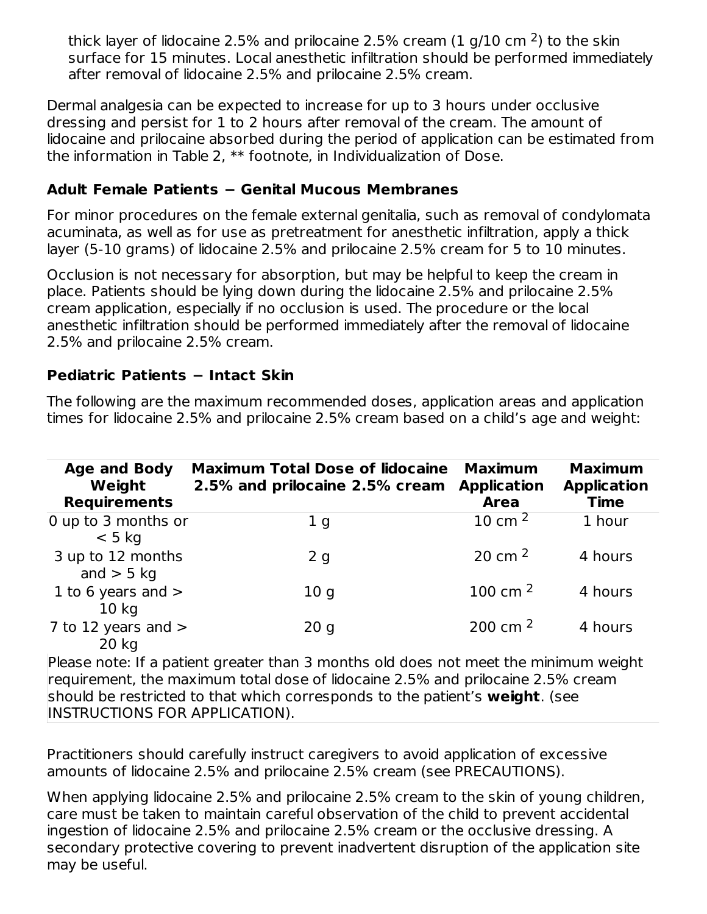thick layer of lidocaine 2.5% and prilocaine 2.5% cream (1 g/10 cm [2]) to the skin surface for 15 minutes. Local anesthetic infiltration should be performed immediately after removal of lidocaine 2.5% and prilocaine 2.5% cream.

Dermal analgesia can be expected to increase for up to 3 hours under occlusive dressing and persist for 1 to 2 hours after removal of the cream. The amount of lidocaine and prilocaine absorbed during the period of application can be estimated from the information in Table 2, ** footnote, in Individualization of Dose.

### Adult Female Patients − Genital Mucous Membranes

For minor procedures on the female external genitalia, such as removal of condylomata acuminata, as well as for use as pretreatment for anesthetic infiltration, apply a thick layer (5-10 grams) of lidocaine 2.5% and prilocaine 2.5% cream for 5 to 10 minutes.

Occlusion is not necessary for absorption, but may be helpful to keep the cream in place. Patients should be lying down during the lidocaine 2.5% and prilocaine 2.5% cream application, especially if no occlusion is used. The procedure or the local anesthetic infiltration should be performed immediately after the removal of lidocaine 2.5% and prilocaine 2.5% cream.

### Pediatric Patients − Intact Skin

The following are the maximum recommended doses, application areas and application times for lidocaine 2.5% and prilocaine 2.5% cream based on a child's age and weight:

| Age and Body Weight Requirements | Maximum Total Dose of lidocaine 2.5% and prilocaine 2.5% cream | Maximum Application Area | Maximum Application Time |
|---|---|---|---|
| 0 up to 3 months or < 5 kg | 1 g | 10 cm $^2$ | 1 hour |
| 3 up to 12 months and > 5 kg | 2 g | 20 cm $^2$ | 4 hours |
| 1 to 6 years and > 10 kg | 10 g | 100 cm $^2$ | 4 hours |
| 7 to 12 years and > 20 kg | 20 g | 200 cm $^2$ | 4 hours |

Please note: If a patient greater than 3 months old does not meet the minimum weight requirement, the maximum total dose of lidocaine 2.5% and prilocaine 2.5% cream should be restricted to that which corresponds to the patient's **weight**. (see INSTRUCTIONS FOR APPLICATION).

Practitioners should carefully instruct caregivers to avoid application of excessive amounts of lidocaine 2.5% and prilocaine 2.5% cream (see PRECAUTIONS).

When applying lidocaine 2.5% and prilocaine 2.5% cream to the skin of young children, care must be taken to maintain careful observation of the child to prevent accidental ingestion of lidocaine 2.5% and prilocaine 2.5% cream or the occlusive dressing. A secondary protective covering to prevent inadvertent disruption of the application site may be useful.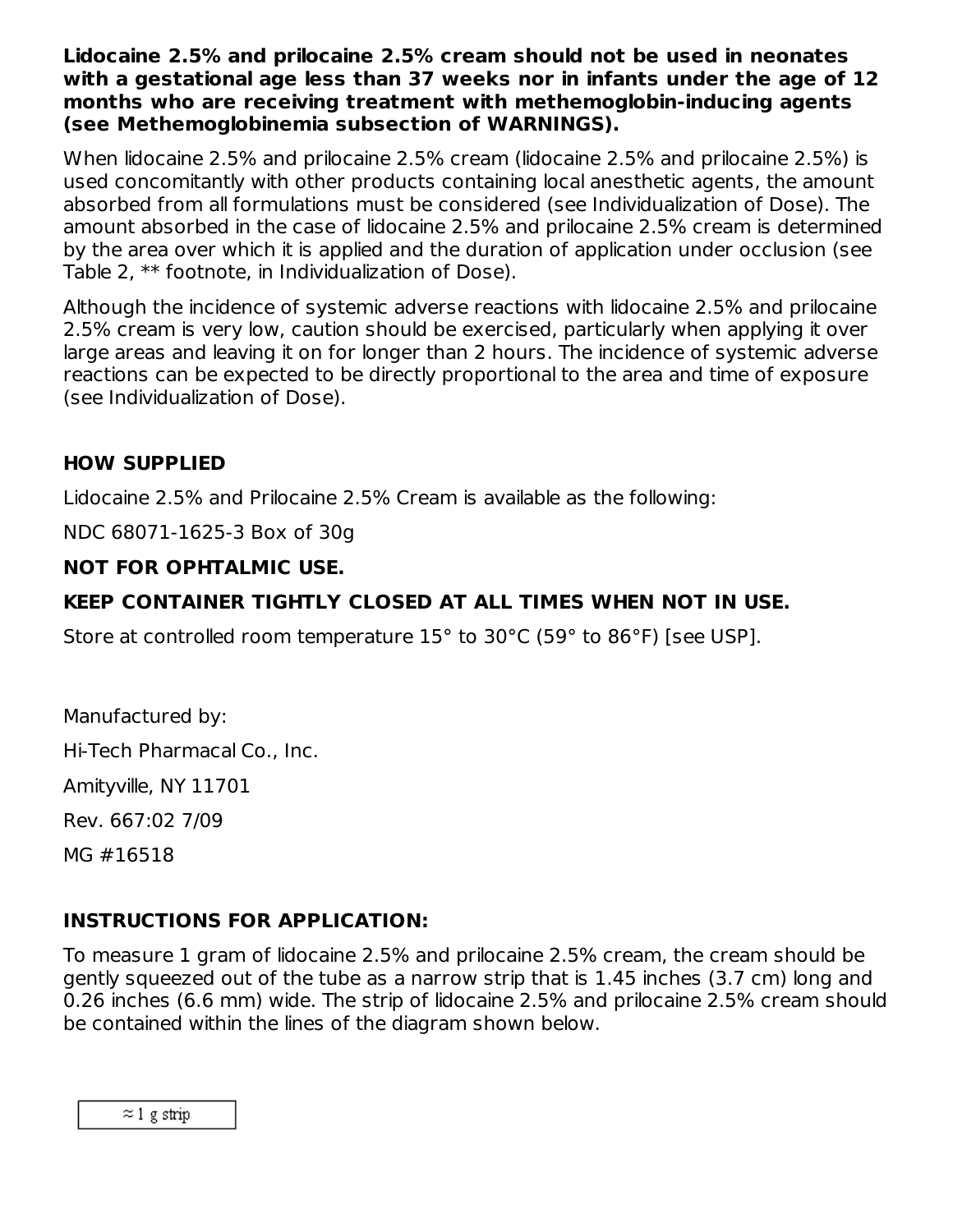**Lidocaine 2.5% and prilocaine 2.5% cream should not be used in neonates with a gestational age less than 37 weeks nor in infants under the age of 12 months who are receiving treatment with methemoglobin-inducing agents (see Methemoglobinemia subsection of WARNINGS).**

When lidocaine 2.5% and prilocaine 2.5% cream (lidocaine 2.5% and prilocaine 2.5%) is used concomitantly with other products containing local anesthetic agents, the amount absorbed from all formulations must be considered (see Individualization of Dose). The amount absorbed in the case of lidocaine 2.5% and prilocaine 2.5% cream is determined by the area over which it is applied and the duration of application under occlusion (see Table 2, ** footnote, in Individualization of Dose).

Although the incidence of systemic adverse reactions with lidocaine 2.5% and prilocaine 2.5% cream is very low, caution should be exercised, particularly when applying it over large areas and leaving it on for longer than 2 hours. The incidence of systemic adverse reactions can be expected to be directly proportional to the area and time of exposure (see Individualization of Dose).

## HOW SUPPLIED

Lidocaine 2.5% and Prilocaine 2.5% Cream is available as the following:

NDC 68071-1625-3 Box of 30g

**NOT FOR OPHTALMIC USE.**

**KEEP CONTAINER TIGHTLY CLOSED AT ALL TIMES WHEN NOT IN USE.**

Store at controlled room temperature 15° to 30°C (59° to 86°F) [see USP].

Manufactured by:

Hi-Tech Pharmacal Co., Inc.

Amityville, NY 11701

Rev. 667:02 7/09

MG #16518

## INSTRUCTIONS FOR APPLICATION:

To measure 1 gram of lidocaine 2.5% and prilocaine 2.5% cream, the cream should be gently squeezed out of the tube as a narrow strip that is 1.45 inches (3.7 cm) long and 0.26 inches (6.6 mm) wide. The strip of lidocaine 2.5% and prilocaine 2.5% cream should be contained within the lines of the diagram shown below.

| ≈ 1 g strip |
| --- |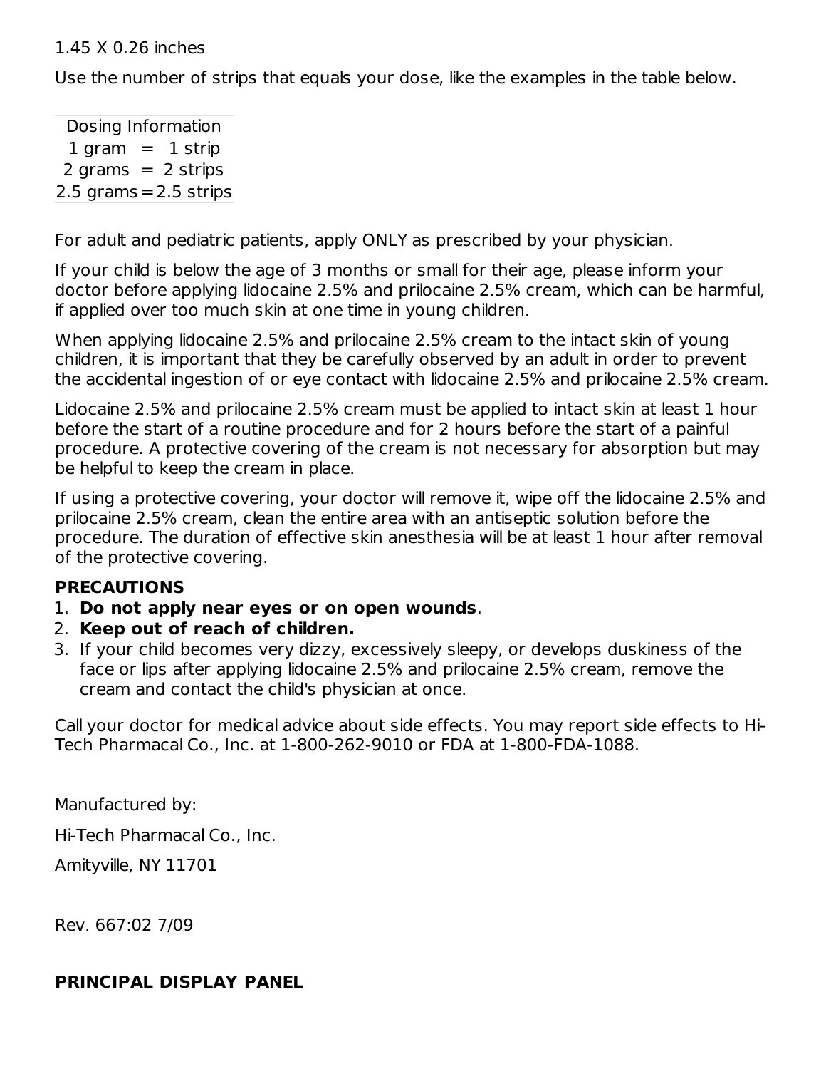1.45 X 0.26 inches

Use the number of strips that equals your dose, like the examples in the table below.

| Dosing Information |
|---|
| 1 gram = 1 strip |
| 2 grams = 2 strips |
| 2.5 grams = 2.5 strips |

For adult and pediatric patients, apply ONLY as prescribed by your physician.

If your child is below the age of 3 months or small for their age, please inform your doctor before applying lidocaine 2.5% and prilocaine 2.5% cream, which can be harmful, if applied over too much skin at one time in young children.

When applying lidocaine 2.5% and prilocaine 2.5% cream to the intact skin of young children, it is important that they be carefully observed by an adult in order to prevent the accidental ingestion of or eye contact with lidocaine 2.5% and prilocaine 2.5% cream.

Lidocaine 2.5% and prilocaine 2.5% cream must be applied to intact skin at least 1 hour before the start of a routine procedure and for 2 hours before the start of a painful procedure. A protective covering of the cream is not necessary for absorption but may be helpful to keep the cream in place.

If using a protective covering, your doctor will remove it, wipe off the lidocaine 2.5% and prilocaine 2.5% cream, clean the entire area with an antiseptic solution before the procedure. The duration of effective skin anesthesia will be at least 1 hour after removal of the protective covering.

**PRECAUTIONS**

1. **Do not apply near eyes or on open wounds**.
2. **Keep out of reach of children.**
3. If your child becomes very dizzy, excessively sleepy, or develops duskiness of the face or lips after applying lidocaine 2.5% and prilocaine 2.5% cream, remove the cream and contact the child's physician at once.

Call your doctor for medical advice about side effects. You may report side effects to Hi-Tech Pharmacal Co., Inc. at 1-800-262-9010 or FDA at 1-800-FDA-1088.

Manufactured by:

Hi-Tech Pharmacal Co., Inc.

Amityville, NY 11701

Rev. 667:02 7/09

**PRINCIPAL DISPLAY PANEL**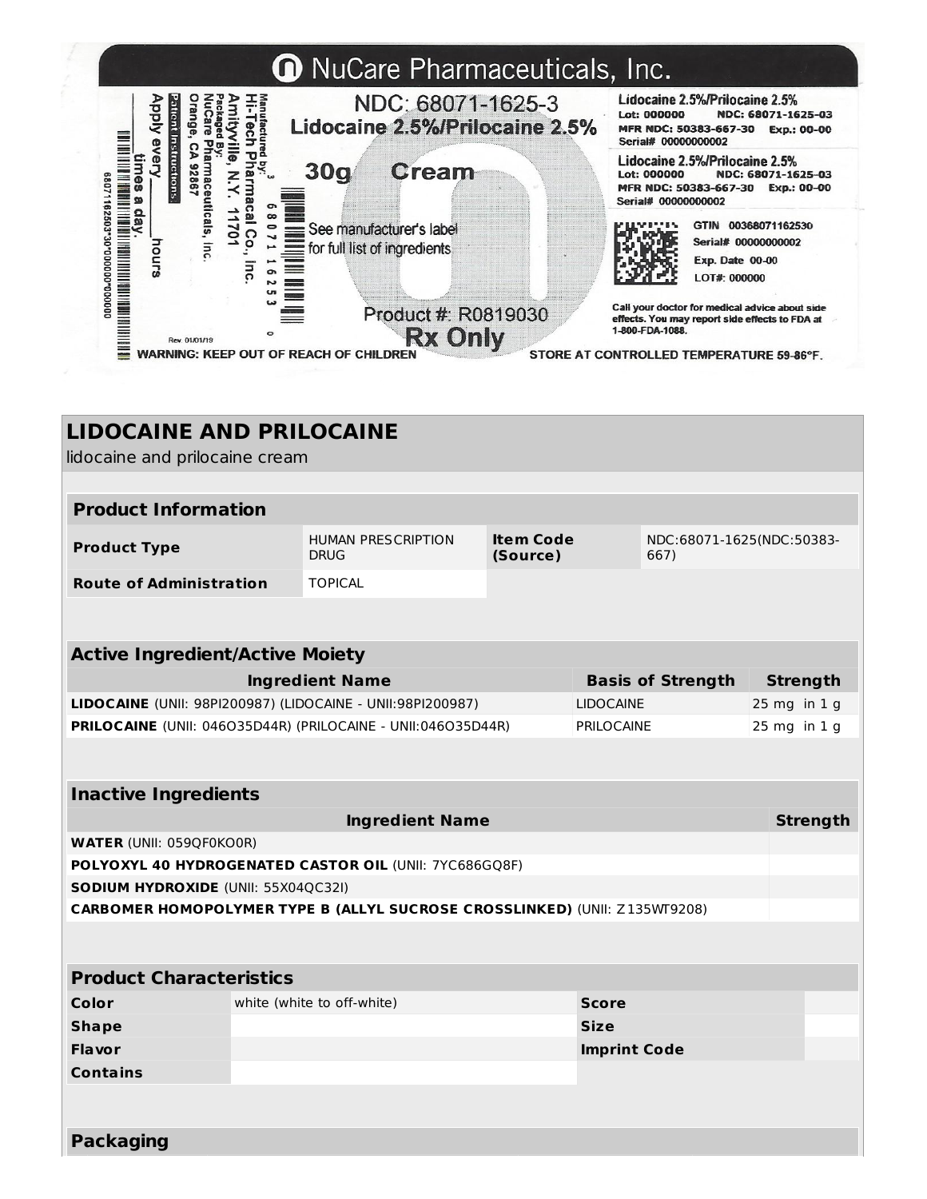NuCare Pharmaceuticals, Inc.

NDC: 68071-1625-3

Lidocaine 2.5%/Prilocaine 2.5%

30g Cream

See manufacturer's label for full list of ingredients

Product #: R0819030

Rx Only

Manufactured by: Hi-Tech Pharmacal Co., Inc. Amityville, N.Y. 11701

Packaged By: NuCare Pharmaceuticals, Inc. Orange, CA 92867

Patient Instructions: Apply every\_\_\_\_\_hours \_\_\_\_\_times a day.

Rev 01/01/19

Lidocaine 2.5%/Prilocaine 2.5%
Lot: 000000 NDC: 68071-1625-03
MFR NDC: 50383-667-30 Exp.: 00-00
Serial# 00000000002

Lidocaine 2.5%/Prilocaine 2.5%
Lot: 000000 NDC: 68071-1625-03
MFR NDC: 50383-667-30 Exp.: 00-00
Serial# 00000000002

GTIN 00368071162530
Serial# 00000000002
Exp. Date 00-00
LOT#: 000000

Call your doctor for medical advice about side effects. You may report side effects to FDA at 1-800-FDA-1088.

WARNING: KEEP OUT OF REACH OF CHILDREN

STORE AT CONTROLLED TEMPERATURE 59-86°F.

# LIDOCAINE AND PRILOCAINE

lidocaine and prilocaine cream

| Product Information | | | |
|---|---|---|---|
| **Product Type** | HUMAN PRESCRIPTION DRUG | **Item Code (Source)** | NDC:68071-1625(NDC:50383-667) |
| **Route of Administration** | TOPICAL | | |

| Active Ingredient/Active Moiety | | |
|---|---|---|
| **Ingredient Name** | **Basis of Strength** | **Strength** |
| **LIDOCAINE** (UNII: 98PI200987) (LIDOCAINE - UNII:98PI200987) | LIDOCAINE | 25 mg in 1 g |
| **PRILOCAINE** (UNII: 046O35D44R) (PRILOCAINE - UNII:046O35D44R) | PRILOCAINE | 25 mg in 1 g |

| Inactive Ingredients | |
|---|---|
| **Ingredient Name** | **Strength** |
| **WATER** (UNII: 059QF0KO0R) | |
| **POLYOXYL 40 HYDROGENATED CASTOR OIL** (UNII: 7YC686GQ8F) | |
| **SODIUM HYDROXIDE** (UNII: 55X04QC32I) | |
| **CARBOMER HOMOPOLYMER TYPE B (ALLYL SUCROSE CROSSLINKED)** (UNII: Z135WT9208) | |

| Product Characteristics | | | |
|---|---|---|---|
| **Color** | white (white to off-white) | **Score** | |
| **Shape** | | **Size** | |
| **Flavor** | | **Imprint Code** | |
| **Contains** | | | |

## Packaging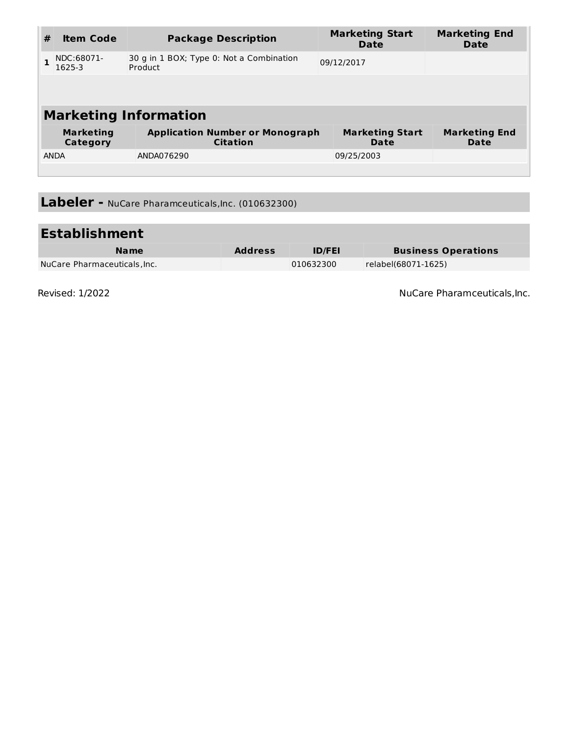| # | Item Code | Package Description | Marketing Start Date | Marketing End Date |
|---|---|---|---|---|
| 1 | NDC:68071-1625-3 | 30 g in 1 BOX; Type 0: Not a Combination Product | 09/12/2017 | |

## Marketing Information

| Marketing Category | Application Number or Monograph Citation | Marketing Start Date | Marketing End Date |
|---|---|---|---|
| ANDA | ANDA076290 | 09/25/2003 | |

## Labeler - NuCare Pharamceuticals,Inc. (010632300)

## Establishment

| Name | Address | ID/FEI | Business Operations |
|---|---|---|---|
| NuCare Pharmaceuticals,Inc. | | 010632300 | relabel(68071-1625) |

Revised: 1/2022

NuCare Pharamceuticals,Inc.